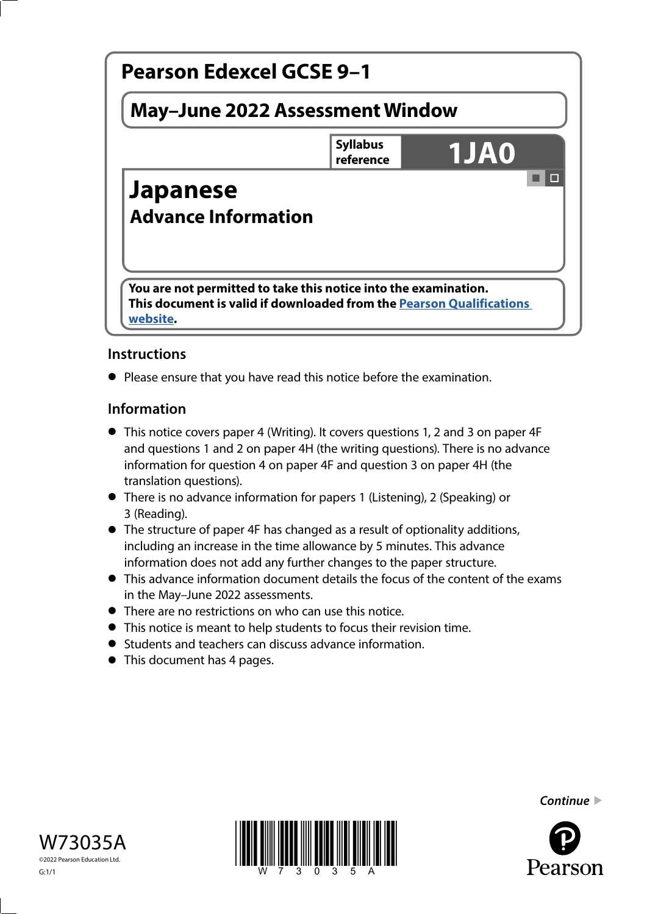# Pearson Edexcel GCSE 9–1

## May–June 2022 Assessment Window

**Syllabus reference** **1JA0**

# Japanese

## Advance Information

**You are not permitted to take this notice into the examination.**
**This document is valid if downloaded from the Pearson Qualifications website.**

### Instructions

- Please ensure that you have read this notice before the examination.

### Information

- This notice covers paper 4 (Writing). It covers questions 1, 2 and 3 on paper 4F and questions 1 and 2 on paper 4H (the writing questions). There is no advance information for question 4 on paper 4F and question 3 on paper 4H (the translation questions).
- There is no advance information for papers 1 (Listening), 2 (Speaking) or 3 (Reading).
- The structure of paper 4F has changed as a result of optionality additions, including an increase in the time allowance by 5 minutes. This advance information does not add any further changes to the paper structure.
- This advance information document details the focus of the content of the exams in the May–June 2022 assessments.
- There are no restrictions on who can use this notice.
- This notice is meant to help students to focus their revision time.
- Students and teachers can discuss advance information.
- This document has 4 pages.

*Continue*

W73035A

©2022 Pearson Education Ltd.

G:1/1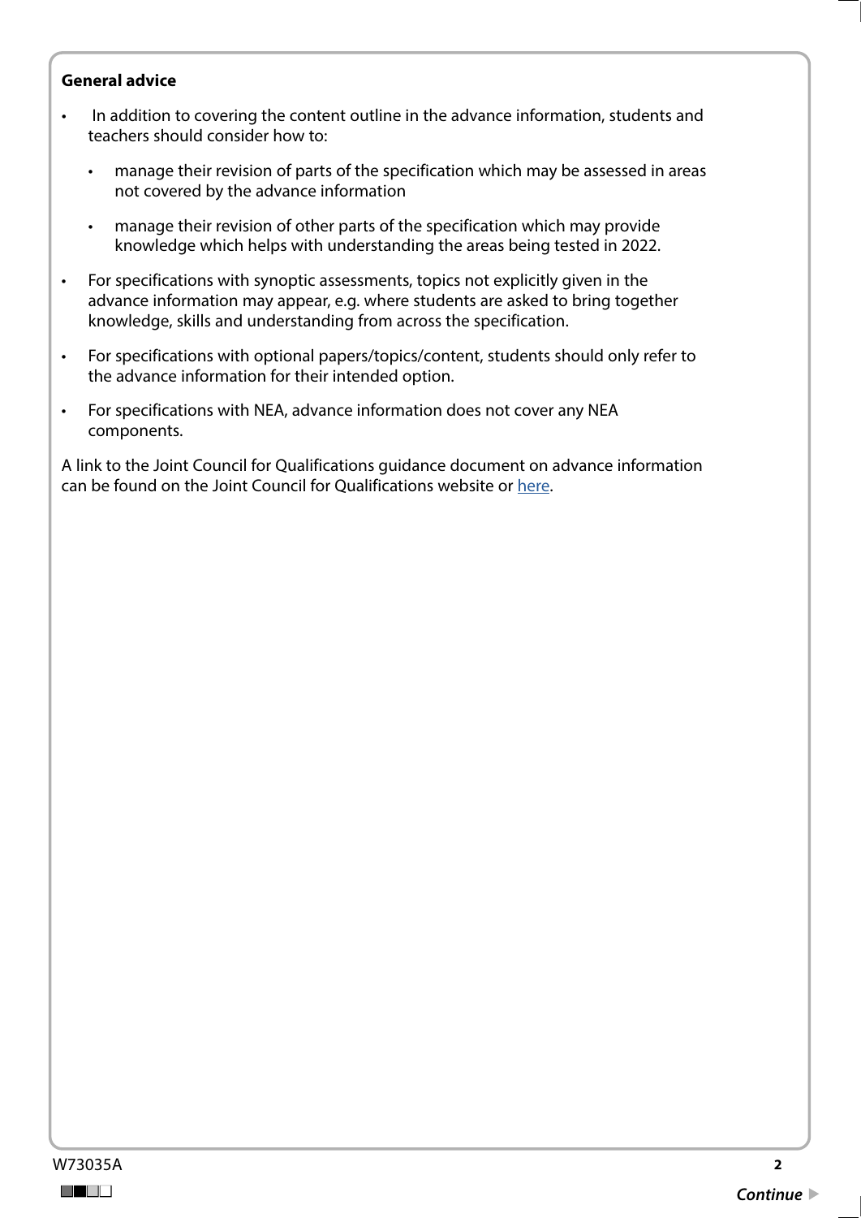**General advice**

- In addition to covering the content outline in the advance information, students and teachers should consider how to:
  - manage their revision of parts of the specification which may be assessed in areas not covered by the advance information
  - manage their revision of other parts of the specification which may provide knowledge which helps with understanding the areas being tested in 2022.
- For specifications with synoptic assessments, topics not explicitly given in the advance information may appear, e.g. where students are asked to bring together knowledge, skills and understanding from across the specification.
- For specifications with optional papers/topics/content, students should only refer to the advance information for their intended option.
- For specifications with NEA, advance information does not cover any NEA components.

A link to the Joint Council for Qualifications guidance document on advance information can be found on the Joint Council for Qualifications website or here.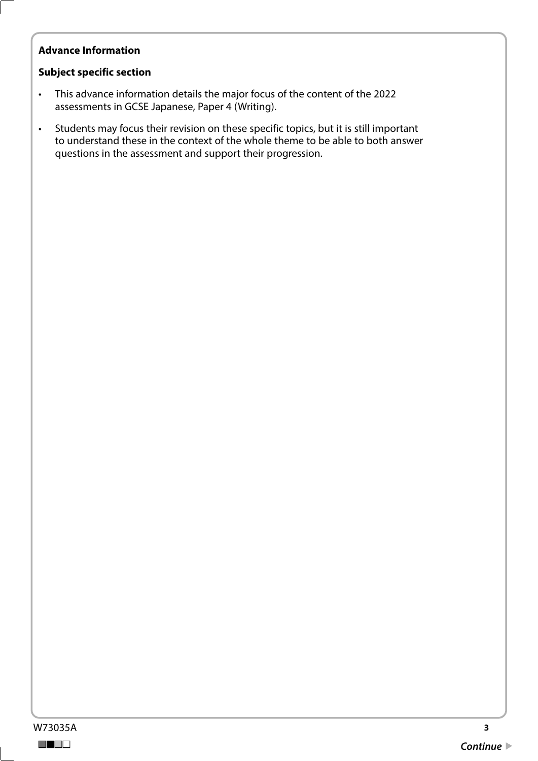**Advance Information**

**Subject specific section**

- This advance information details the major focus of the content of the 2022 assessments in GCSE Japanese, Paper 4 (Writing).
- Students may focus their revision on these specific topics, but it is still important to understand these in the context of the whole theme to be able to both answer questions in the assessment and support their progression.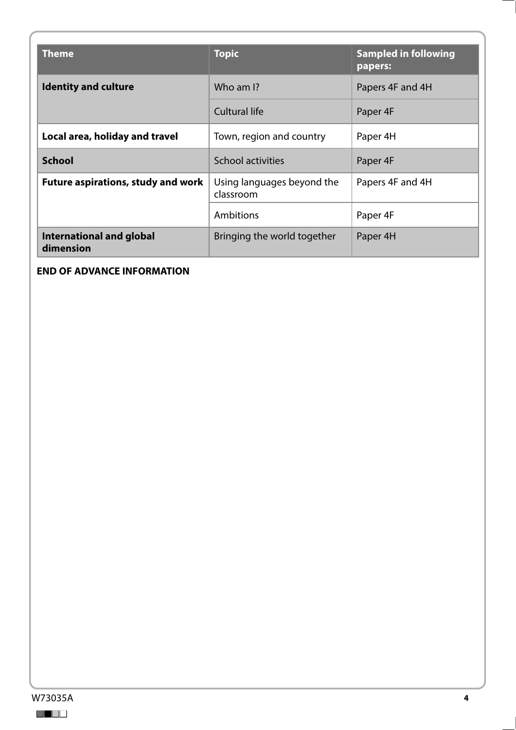| Theme | Topic | Sampled in following papers: |
|---|---|---|
| **Identity and culture** | Who am I? | Papers 4F and 4H |
| | Cultural life | Paper 4F |
| **Local area, holiday and travel** | Town, region and country | Paper 4H |
| **School** | School activities | Paper 4F |
| **Future aspirations, study and work** | Using languages beyond the classroom | Papers 4F and 4H |
| | Ambitions | Paper 4F |
| **International and global dimension** | Bringing the world together | Paper 4H |

**END OF ADVANCE INFORMATION**

W73035A